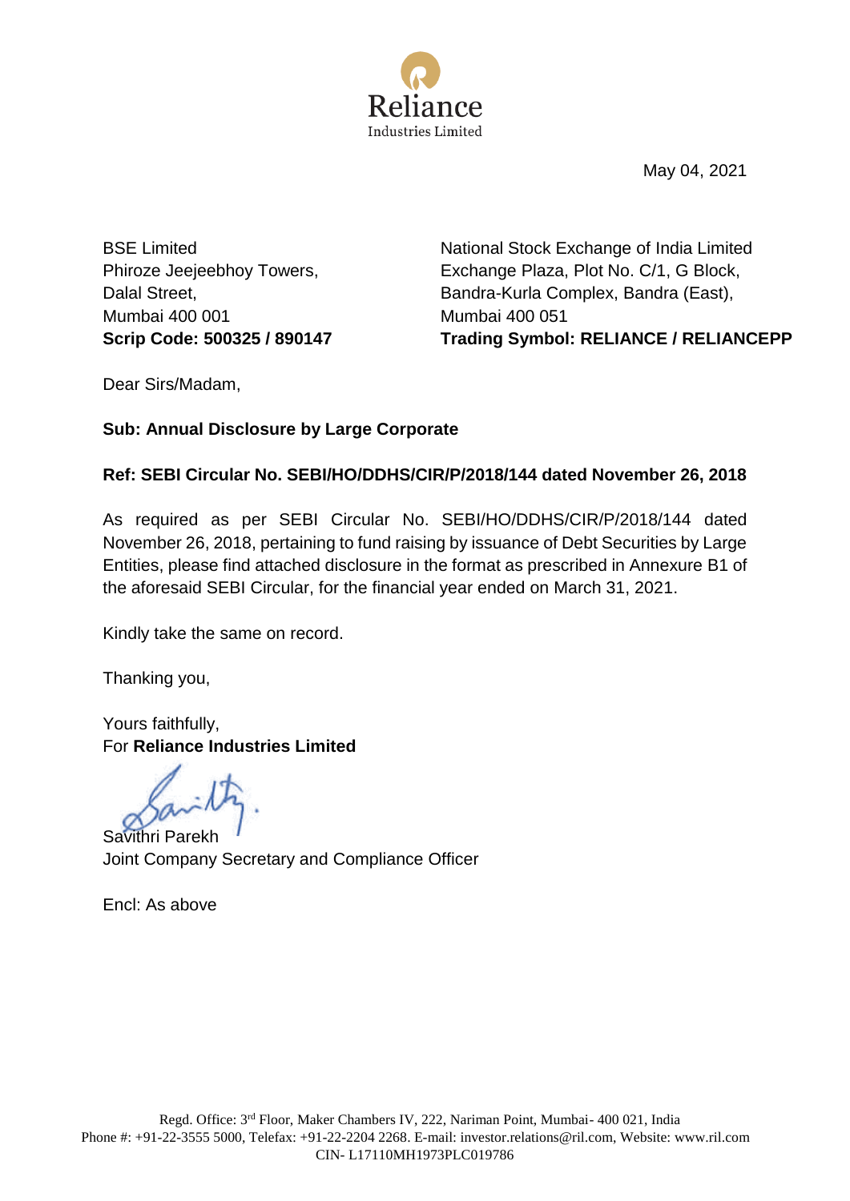Reliance
Industries Limited

May 04, 2021

BSE Limited
Phiroze Jeejeebhoy Towers,
Dalal Street,
Mumbai 400 001
**Scrip Code: 500325 / 890147**

National Stock Exchange of India Limited
Exchange Plaza, Plot No. C/1, G Block,
Bandra-Kurla Complex, Bandra (East),
Mumbai 400 051
**Trading Symbol: RELIANCE / RELIANCEPP**

Dear Sirs/Madam,

**Sub: Annual Disclosure by Large Corporate**

**Ref: SEBI Circular No. SEBI/HO/DDHS/CIR/P/2018/144 dated November 26, 2018**

As required as per SEBI Circular No. SEBI/HO/DDHS/CIR/P/2018/144 dated November 26, 2018, pertaining to fund raising by issuance of Debt Securities by Large Entities, please find attached disclosure in the format as prescribed in Annexure B1 of the aforesaid SEBI Circular, for the financial year ended on March 31, 2021.

Kindly take the same on record.

Thanking you,

Yours faithfully,
For **Reliance Industries Limited**

Savithri Parekh
Joint Company Secretary and Compliance Officer

Encl: As above

Regd. Office: 3rd Floor, Maker Chambers IV, 222, Nariman Point, Mumbai- 400 021, India
Phone #: +91-22-3555 5000, Telefax: +91-22-2204 2268. E-mail: investor.relations@ril.com, Website: www.ril.com
CIN- L17110MH1973PLC019786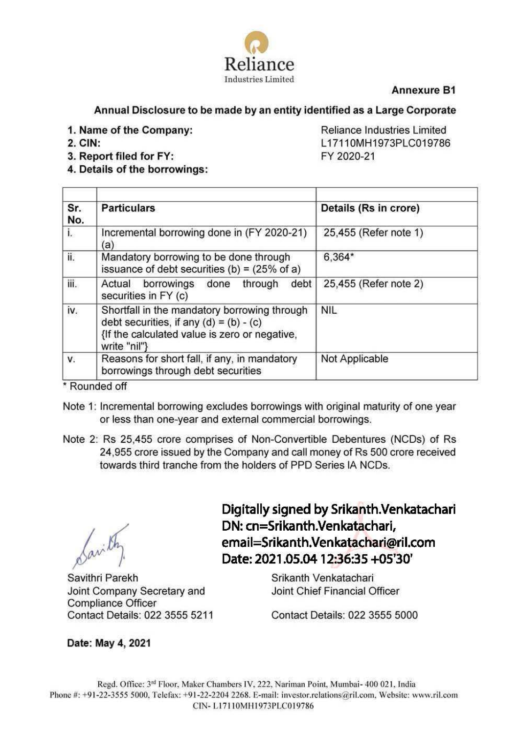Reliance Industries Limited

**Annexure B1**

**Annual Disclosure to be made by an entity identified as a Large Corporate**

1. **Name of the Company:** Reliance Industries Limited
2. **CIN:** L17110MH1973PLC019786
3. **Report filed for FY:** FY 2020-21
4. **Details of the borrowings:**

| Sr. No. | Particulars | Details (Rs in crore) |
|---|---|---|
| i. | Incremental borrowing done in (FY 2020-21) (a) | 25,455 (Refer note 1) |
| ii. | Mandatory borrowing to be done through issuance of debt securities (b) = (25% of a) | 6,364* |
| iii. | Actual borrowings done through debt securities in FY (c) | 25,455 (Refer note 2) |
| iv. | Shortfall in the mandatory borrowing through debt securities, if any (d) = (b) - (c) {If the calculated value is zero or negative, write "nil"} | NIL |
| v. | Reasons for short fall, if any, in mandatory borrowings through debt securities | Not Applicable |

\* Rounded off

Note 1: Incremental borrowing excludes borrowings with original maturity of one year or less than one-year and external commercial borrowings.

Note 2: Rs 25,455 crore comprises of Non-Convertible Debentures (NCDs) of Rs 24,955 crore issued by the Company and call money of Rs 500 crore received towards third tranche from the holders of PPD Series IA NCDs.

Digitally signed by Srikanth.Venkatachari
DN: cn=Srikanth.Venkatachari, email=Srikanth.Venkatachari@ril.com
Date: 2021.05.04 12:36:35 +05'30'

Savithri Parekh
Joint Company Secretary and Compliance Officer
Contact Details: 022 3555 5211

Srikanth Venkatachari
Joint Chief Financial Officer
Contact Details: 022 3555 5000

**Date: May 4, 2021**

Regd. Office: 3rd Floor, Maker Chambers IV, 222, Nariman Point, Mumbai- 400 021, India
Phone #: +91-22-3555 5000, Telefax: +91-22-2204 2268. E-mail: investor.relations@ril.com, Website: www.ril.com
CIN- L17110MH1973PLC019786